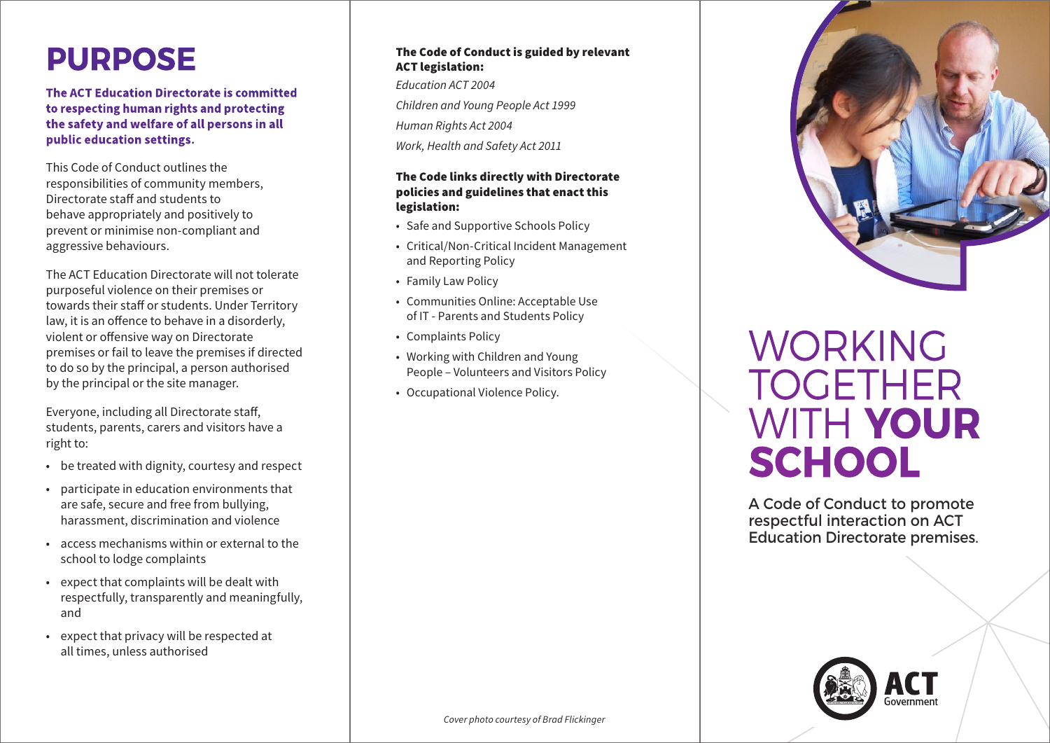# PURPOSE

**The ACT Education Directorate is committed to respecting human rights and protecting the safety and welfare of all persons in all public education settings.**

This Code of Conduct outlines the responsibilities of community members, Directorate staff and students to behave appropriately and positively to prevent or minimise non-compliant and aggressive behaviours.

The ACT Education Directorate will not tolerate purposeful violence on their premises or towards their staff or students. Under Territory law, it is an offence to behave in a disorderly, violent or offensive way on Directorate premises or fail to leave the premises if directed to do so by the principal, a person authorised by the principal or the site manager.

Everyone, including all Directorate staff, students, parents, carers and visitors have a right to:

- be treated with dignity, courtesy and respect
- participate in education environments that are safe, secure and free from bullying, harassment, discrimination and violence
- access mechanisms within or external to the school to lodge complaints
- expect that complaints will be dealt with respectfully, transparently and meaningfully, and
- expect that privacy will be respected at all times, unless authorised

**The Code of Conduct is guided by relevant ACT legislation:**

*Education ACT 2004*

*Children and Young People Act 1999*

*Human Rights Act 2004*

*Work, Health and Safety Act 2011*

**The Code links directly with Directorate policies and guidelines that enact this legislation:**

- Safe and Supportive Schools Policy
- Critical/Non-Critical Incident Management and Reporting Policy
- Family Law Policy
- Communities Online: Acceptable Use of IT - Parents and Students Policy
- Complaints Policy
- Working with Children and Young People – Volunteers and Visitors Policy
- Occupational Violence Policy.

*Cover photo courtesy of Brad Flickinger*

# WORKING TOGETHER WITH **YOUR SCHOOL**

A Code of Conduct to promote respectful interaction on ACT Education Directorate premises.

ACT Government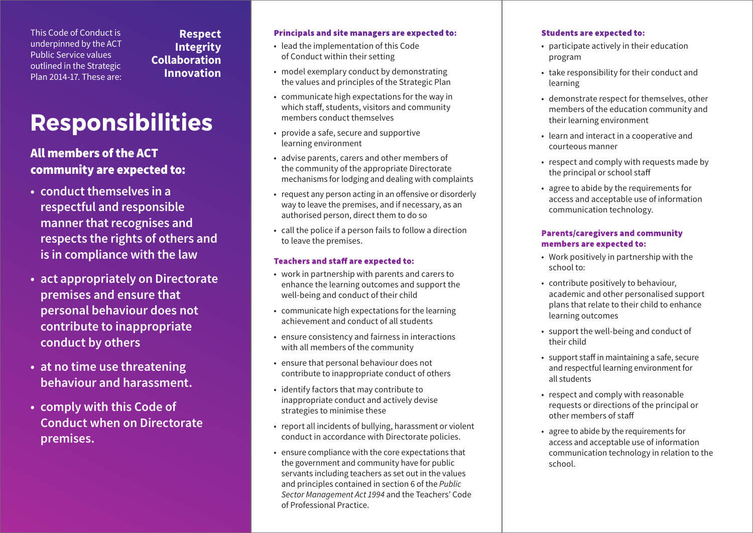This Code of Conduct is underpinned by the ACT Public Service values outlined in the Strategic Plan 2014-17. These are:

**Respect**
**Integrity**
**Collaboration**
**Innovation**

# Responsibilities

## All members of the ACT community are expected to:

- **conduct themselves in a respectful and responsible manner that recognises and respects the rights of others and is in compliance with the law**
- **act appropriately on Directorate premises and ensure that personal behaviour does not contribute to inappropriate conduct by others**
- **at no time use threatening behaviour and harassment.**
- **comply with this Code of Conduct when on Directorate premises.**

### Principals and site managers are expected to:

- lead the implementation of this Code of Conduct within their setting
- model exemplary conduct by demonstrating the values and principles of the Strategic Plan
- communicate high expectations for the way in which staff, students, visitors and community members conduct themselves
- provide a safe, secure and supportive learning environment
- advise parents, carers and other members of the community of the appropriate Directorate mechanisms for lodging and dealing with complaints
- request any person acting in an offensive or disorderly way to leave the premises, and if necessary, as an authorised person, direct them to do so
- call the police if a person fails to follow a direction to leave the premises.

### Teachers and staff are expected to:

- work in partnership with parents and carers to enhance the learning outcomes and support the well-being and conduct of their child
- communicate high expectations for the learning achievement and conduct of all students
- ensure consistency and fairness in interactions with all members of the community
- ensure that personal behaviour does not contribute to inappropriate conduct of others
- identify factors that may contribute to inappropriate conduct and actively devise strategies to minimise these
- report all incidents of bullying, harassment or violent conduct in accordance with Directorate policies.
- ensure compliance with the core expectations that the government and community have for public servants including teachers as set out in the values and principles contained in section 6 of the *Public Sector Management Act 1994* and the Teachers' Code of Professional Practice.

### Students are expected to:

- participate actively in their education program
- take responsibility for their conduct and learning
- demonstrate respect for themselves, other members of the education community and their learning environment
- learn and interact in a cooperative and courteous manner
- respect and comply with requests made by the principal or school staff
- agree to abide by the requirements for access and acceptable use of information communication technology.

### Parents/caregivers and community members are expected to:

- Work positively in partnership with the school to:
- contribute positively to behaviour, academic and other personalised support plans that relate to their child to enhance learning outcomes
- support the well-being and conduct of their child
- support staff in maintaining a safe, secure and respectful learning environment for all students
- respect and comply with reasonable requests or directions of the principal or other members of staff
- agree to abide by the requirements for access and acceptable use of information communication technology in relation to the school.